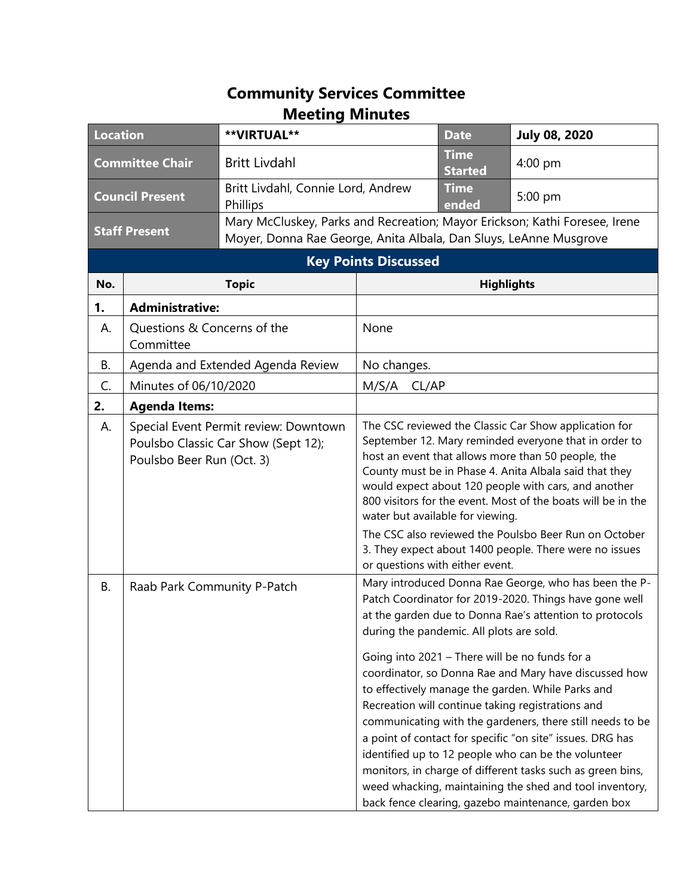# Community Services Committee
# Meeting Minutes

| Location | **VIRTUAL** | Date | July 08, 2020 |
|---|---|---|---|
| Committee Chair | Britt Livdahl | Time Started | 4:00 pm |
| Council Present | Britt Livdahl, Connie Lord, Andrew Phillips | Time ended | 5:00 pm |
| Staff Present | Mary McCluskey, Parks and Recreation; Mayor Erickson; Kathi Foresee, Irene Moyer, Donna Rae George, Anita Albala, Dan Sluys, LeAnne Musgrove | | |

## Key Points Discussed

| No. | Topic | Highlights |
|---|---|---|
| **1.** | **Administrative:** | |
| A. | Questions & Concerns of the Committee | None |
| B. | Agenda and Extended Agenda Review | No changes. |
| C. | Minutes of 06/10/2020 | M/S/A CL/AP |
| **2.** | **Agenda Items:** | |
| A. | Special Event Permit review: Downtown Poulsbo Classic Car Show (Sept 12); Poulsbo Beer Run (Oct. 3) | The CSC reviewed the Classic Car Show application for September 12. Mary reminded everyone that in order to host an event that allows more than 50 people, the County must be in Phase 4. Anita Albala said that they would expect about 120 people with cars, and another 800 visitors for the event. Most of the boats will be in the water but available for viewing.<br><br>The CSC also reviewed the Poulsbo Beer Run on October 3. They expect about 1400 people. There were no issues or questions with either event. |
| B. | Raab Park Community P-Patch | Mary introduced Donna Rae George, who has been the P-Patch Coordinator for 2019-2020. Things have gone well at the garden due to Donna Rae's attention to protocols during the pandemic. All plots are sold.<br><br>Going into 2021 – There will be no funds for a coordinator, so Donna Rae and Mary have discussed how to effectively manage the garden. While Parks and Recreation will continue taking registrations and communicating with the gardeners, there still needs to be a point of contact for specific "on site" issues. DRG has identified up to 12 people who can be the volunteer monitors, in charge of different tasks such as green bins, weed whacking, maintaining the shed and tool inventory, back fence clearing, gazebo maintenance, garden box |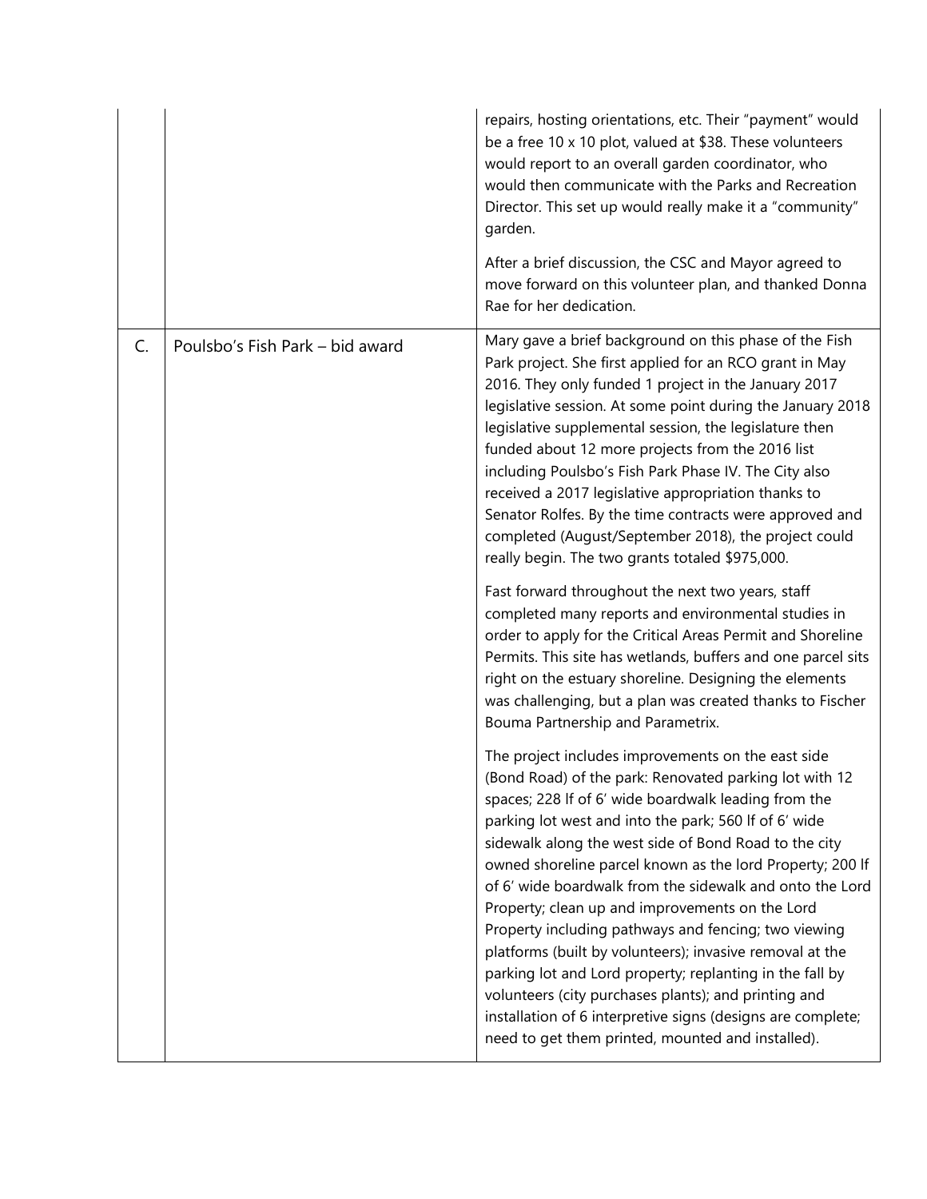| | | |
|---|---|---|
| | | repairs, hosting orientations, etc. Their "payment" would be a free 10 x 10 plot, valued at $38. These volunteers would report to an overall garden coordinator, who would then communicate with the Parks and Recreation Director. This set up would really make it a "community" garden.<br><br>After a brief discussion, the CSC and Mayor agreed to move forward on this volunteer plan, and thanked Donna Rae for her dedication. |
| C. | Poulsbo's Fish Park – bid award | Mary gave a brief background on this phase of the Fish Park project. She first applied for an RCO grant in May 2016. They only funded 1 project in the January 2017 legislative session. At some point during the January 2018 legislative supplemental session, the legislature then funded about 12 more projects from the 2016 list including Poulsbo's Fish Park Phase IV. The City also received a 2017 legislative appropriation thanks to Senator Rolfes. By the time contracts were approved and completed (August/September 2018), the project could really begin. The two grants totaled $975,000.<br><br>Fast forward throughout the next two years, staff completed many reports and environmental studies in order to apply for the Critical Areas Permit and Shoreline Permits. This site has wetlands, buffers and one parcel sits right on the estuary shoreline. Designing the elements was challenging, but a plan was created thanks to Fischer Bouma Partnership and Parametrix.<br><br>The project includes improvements on the east side (Bond Road) of the park: Renovated parking lot with 12 spaces; 228 lf of 6' wide boardwalk leading from the parking lot west and into the park; 560 lf of 6' wide sidewalk along the west side of Bond Road to the city owned shoreline parcel known as the lord Property; 200 lf of 6' wide boardwalk from the sidewalk and onto the Lord Property; clean up and improvements on the Lord Property including pathways and fencing; two viewing platforms (built by volunteers); invasive removal at the parking lot and Lord property; replanting in the fall by volunteers (city purchases plants); and printing and installation of 6 interpretive signs (designs are complete; need to get them printed, mounted and installed). |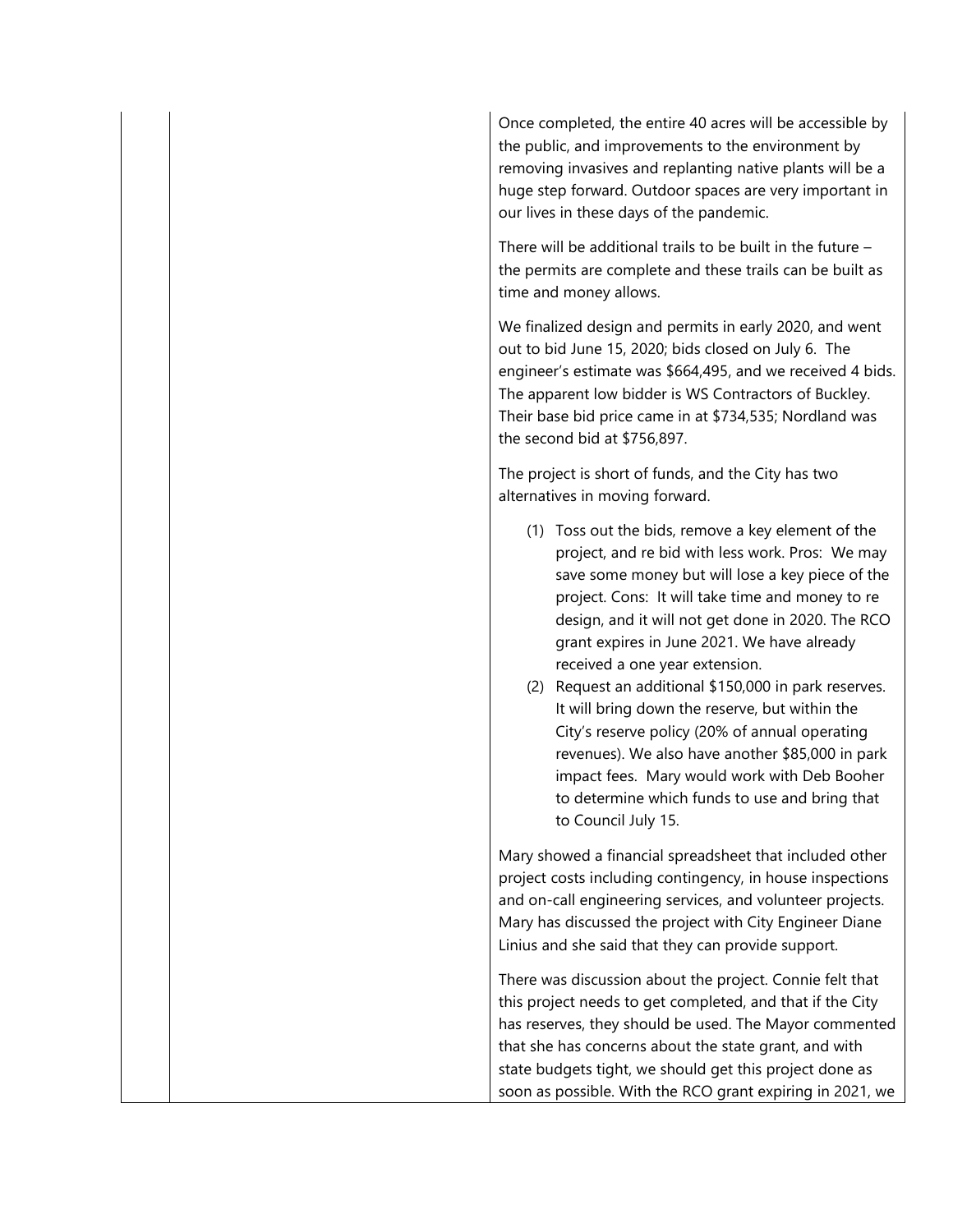Once completed, the entire 40 acres will be accessible by the public, and improvements to the environment by removing invasives and replanting native plants will be a huge step forward. Outdoor spaces are very important in our lives in these days of the pandemic.

There will be additional trails to be built in the future – the permits are complete and these trails can be built as time and money allows.

We finalized design and permits in early 2020, and went out to bid June 15, 2020; bids closed on July 6. The engineer's estimate was $664,495, and we received 4 bids. The apparent low bidder is WS Contractors of Buckley. Their base bid price came in at $734,535; Nordland was the second bid at $756,897.

The project is short of funds, and the City has two alternatives in moving forward.

(1) Toss out the bids, remove a key element of the project, and re bid with less work. Pros: We may save some money but will lose a key piece of the project. Cons: It will take time and money to re design, and it will not get done in 2020. The RCO grant expires in June 2021. We have already received a one year extension.

(2) Request an additional $150,000 in park reserves. It will bring down the reserve, but within the City's reserve policy (20% of annual operating revenues). We also have another $85,000 in park impact fees. Mary would work with Deb Booher to determine which funds to use and bring that to Council July 15.

Mary showed a financial spreadsheet that included other project costs including contingency, in house inspections and on-call engineering services, and volunteer projects. Mary has discussed the project with City Engineer Diane Linius and she said that they can provide support.

There was discussion about the project. Connie felt that this project needs to get completed, and that if the City has reserves, they should be used. The Mayor commented that she has concerns about the state grant, and with state budgets tight, we should get this project done as soon as possible. With the RCO grant expiring in 2021, we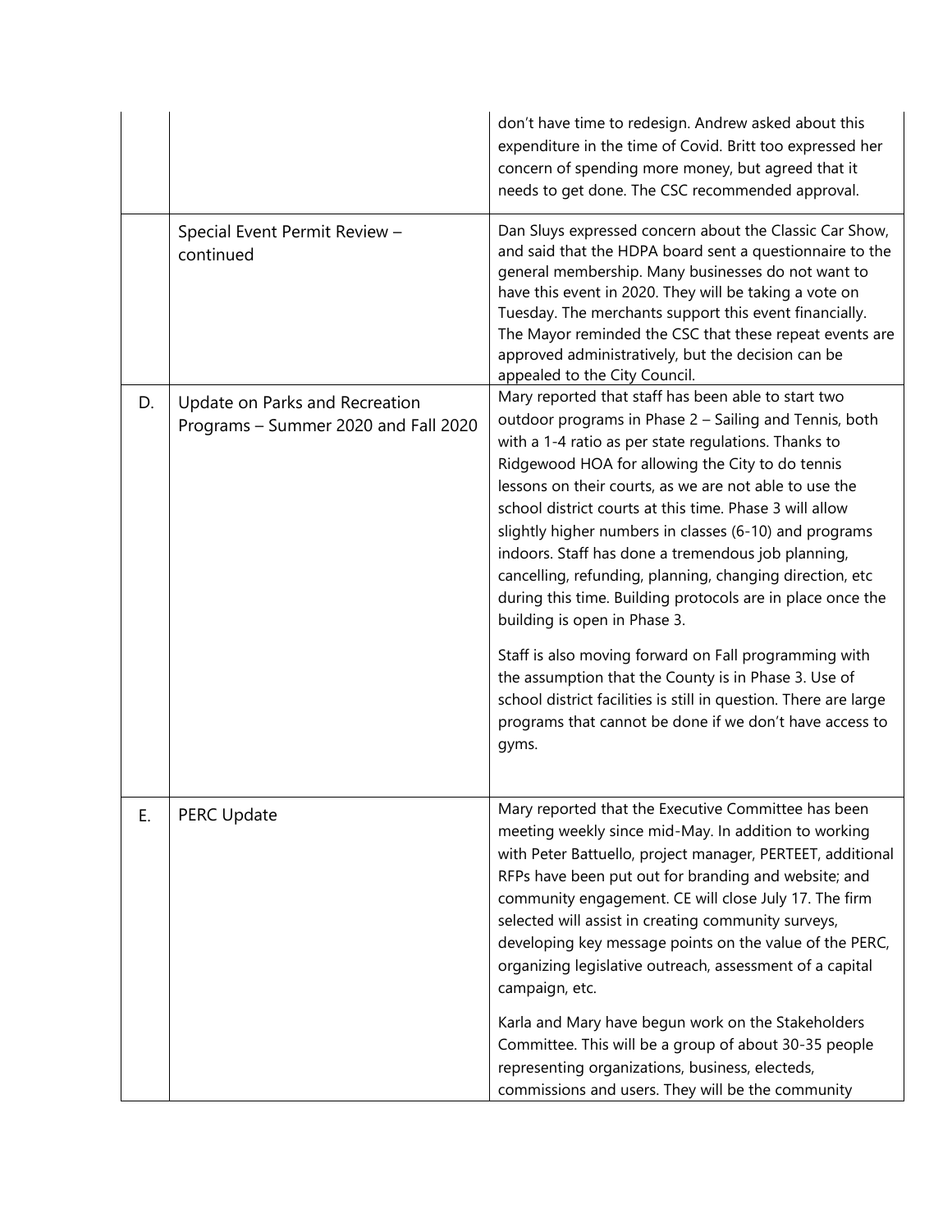| | | |
|---|---|---|
| | | don't have time to redesign. Andrew asked about this expenditure in the time of Covid. Britt too expressed her concern of spending more money, but agreed that it needs to get done. The CSC recommended approval. |
| | Special Event Permit Review – continued | Dan Sluys expressed concern about the Classic Car Show, and said that the HDPA board sent a questionnaire to the general membership. Many businesses do not want to have this event in 2020. They will be taking a vote on Tuesday. The merchants support this event financially. The Mayor reminded the CSC that these repeat events are approved administratively, but the decision can be appealed to the City Council. |
| D. | Update on Parks and Recreation Programs – Summer 2020 and Fall 2020 | Mary reported that staff has been able to start two outdoor programs in Phase 2 – Sailing and Tennis, both with a 1-4 ratio as per state regulations. Thanks to Ridgewood HOA for allowing the City to do tennis lessons on their courts, as we are not able to use the school district courts at this time. Phase 3 will allow slightly higher numbers in classes (6-10) and programs indoors. Staff has done a tremendous job planning, cancelling, refunding, planning, changing direction, etc during this time. Building protocols are in place once the building is open in Phase 3.<br><br>Staff is also moving forward on Fall programming with the assumption that the County is in Phase 3. Use of school district facilities is still in question. There are large programs that cannot be done if we don't have access to gyms. |
| E. | PERC Update | Mary reported that the Executive Committee has been meeting weekly since mid-May. In addition to working with Peter Battuello, project manager, PERTEET, additional RFPs have been put out for branding and website; and community engagement. CE will close July 17. The firm selected will assist in creating community surveys, developing key message points on the value of the PERC, organizing legislative outreach, assessment of a capital campaign, etc.<br><br>Karla and Mary have begun work on the Stakeholders Committee. This will be a group of about 30-35 people representing organizations, business, electeds, commissions and users. They will be the community |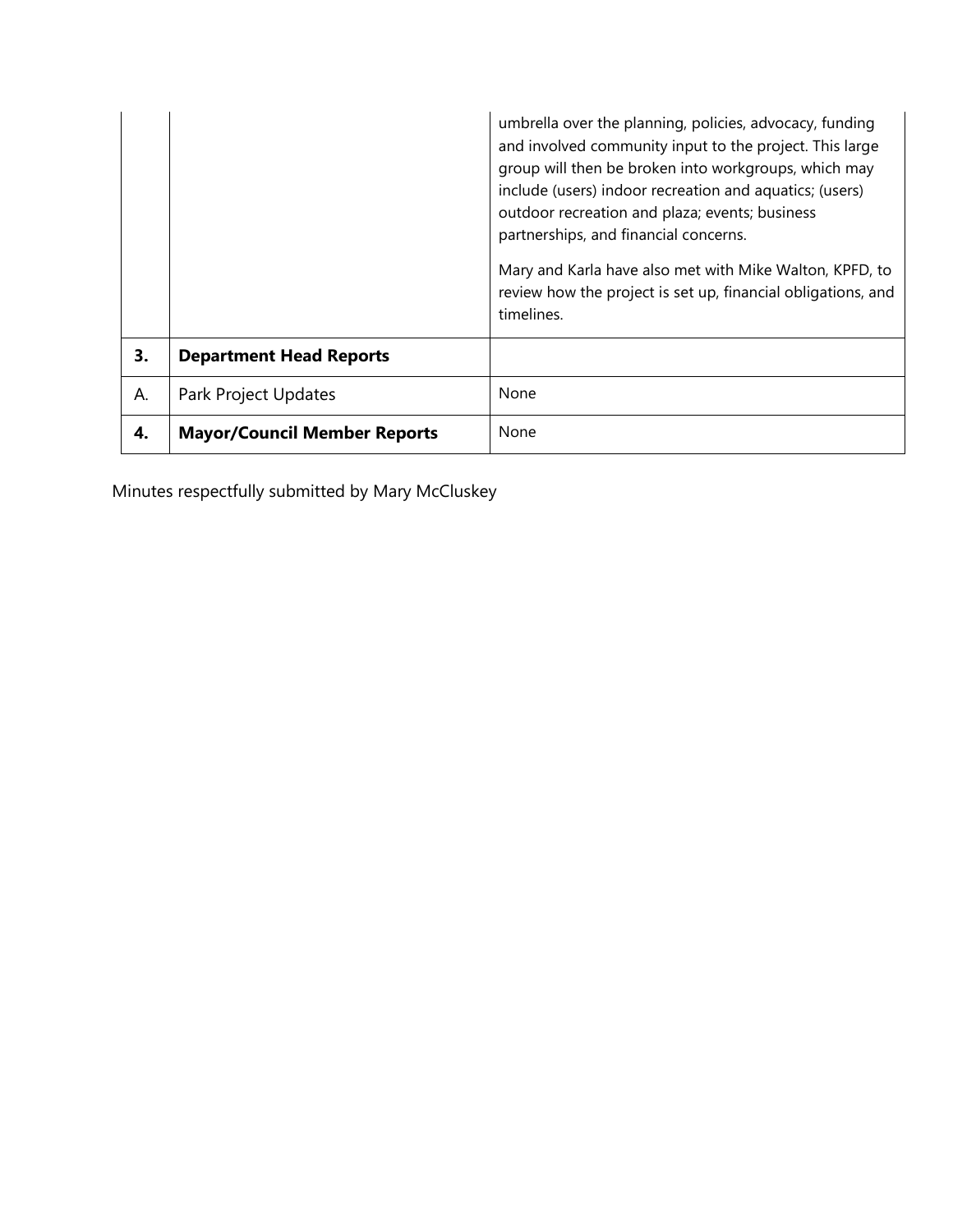| | | |
|---|---|---|
| | | umbrella over the planning, policies, advocacy, funding and involved community input to the project. This large group will then be broken into workgroups, which may include (users) indoor recreation and aquatics; (users) outdoor recreation and plaza; events; business partnerships, and financial concerns.<br><br>Mary and Karla have also met with Mike Walton, KPFD, to review how the project is set up, financial obligations, and timelines. |
| **3.** | **Department Head Reports** | |
| A. | Park Project Updates | None |
| **4.** | **Mayor/Council Member Reports** | None |

Minutes respectfully submitted by Mary McCluskey